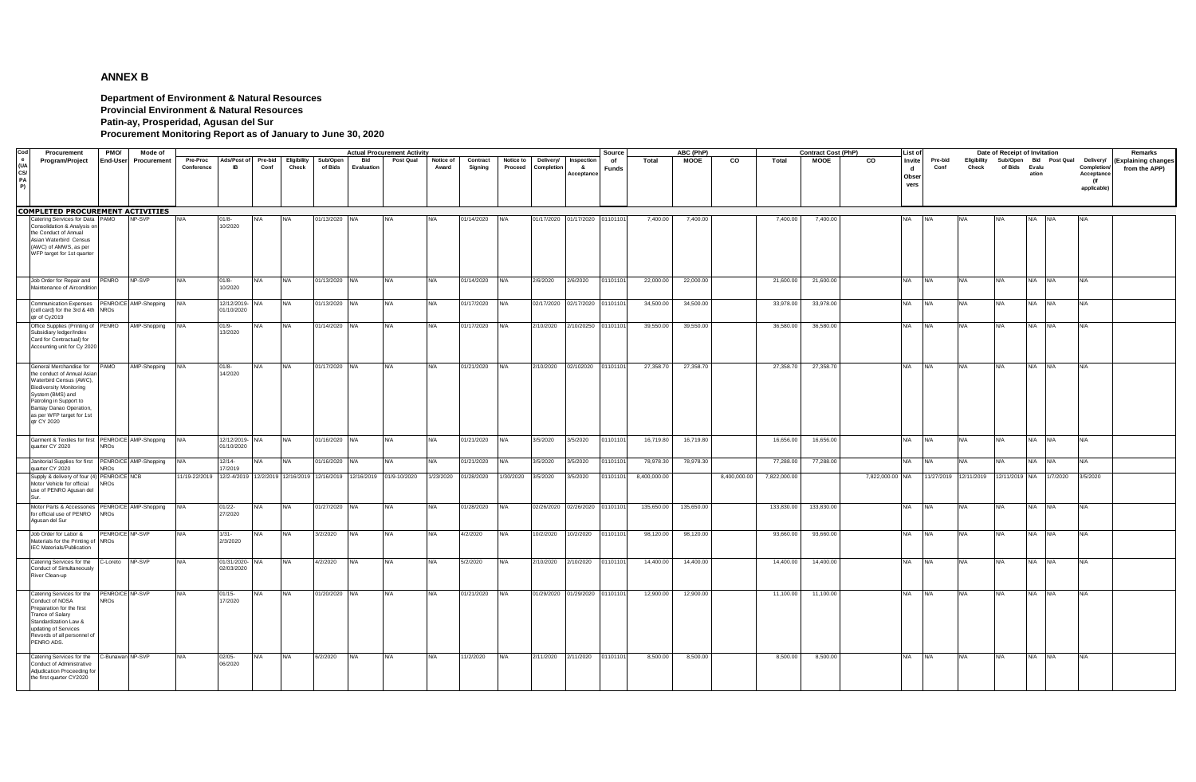## ANNEX B

**Department of Environment & Natural Resources**
**Provincial Environment & Natural Resources**
**Patin-ay, Prosperidad, Agusan del Sur**
**Procurement Monitoring Report as of January to June 30, 2020**

| Code (UACS/PAP) | Procurement Program/Project | PMO/ End-User | Mode of Procurement | Actual Procurement Activity | | | | | | | | | | | | | Source of Funds | ABC (PhP) | | | Contract Cost (PhP) | | | List of Invited Observers | Date of Receipt of Invitation | | | | | | | Remarks (Explaining changes from the APP) |
|---|---|---|---|---|---|---|---|---|---|---|---|---|---|---|---|---|---|---|---|---|---|---|---|---|---|---|---|---|---|---|---|---|
| | | | | Pre-Proc Conference | Ads/Post of IB | Pre-bid Conf | Eligibility Check | Sub/Open of Bids | Bid Evaluation | Post Qual | Notice of Award | Contract Signing | Notice to Proceed | Delivery/ Completion | Inspection & Acceptance | | | Total | MOOE | CO | Total | MOOE | CO | | Pre-bid Conf | Eligibility Check | Sub/Open of Bids | Bid Evaluation | Post Qual | Delivery/ Completion/ Acceptance (If applicable) | |
| **COMPLETED PROCUREMENT ACTIVITIES** | | | | | | | | | | | | | | | | | | | | | | | | | | | | | | | |
| | Catering Services for Data Consolidation & Analysis on the Conduct of Annual Asian Waterbird Census (AWC) of AMWS, as per WFP target for 1st quarter | PAMO | NP-SVP | N/A | 01/8-10/2020 | N/A | N/A | 01/13/2020 | N/A | N/A | N/A | 01/14/2020 | N/A | 01/17/2020 | 01/17/2020 | 01101101 | 7,400.00 | 7,400.00 | | 7,400.00 | 7,400.00 | | N/A | N/A | N/A | N/A | N/A | N/A | N/A | |
| | Job Order for Repair and Maintenance of Airconditon | PENRO | NP-SVP | N/A | 01/8-10/2020 | N/A | N/A | 01/13/2020 | N/A | N/A | N/A | 01/14/2020 | N/A | 2/6/2020 | 2/6/2020 | 01101101 | 22,000.00 | 22,000.00 | | 21,600.00 | 21,600.00 | | N/A | N/A | N/A | N/A | N/A | N/A | N/A | |
| | Communication Expenses (cell card) for the 3rd & 4th qtr of Cy2019 | PENRO/CENROs | AMP-Shopping | N/A | 12/12/2019-01/10/2020 | N/A | N/A | 01/13/2020 | N/A | N/A | N/A | 01/17/2020 | N/A | 02/17/2020 | 02/17/2020 | 01101101 | 34,500.00 | 34,500.00 | | 33,978.00 | 33,978.00 | | N/A | N/A | N/A | N/A | N/A | N/A | N/A | |
| | Office Supplies (Printing of Subsidiary ledger/Index Card for Contractual) for Accounting unit for Cy 2020 | PENRO | AMP-Shopping | N/A | 01/9-13/2020 | N/A | N/A | 01/14/2020 | N/A | N/A | N/A | 01/17/2020 | N/A | 2/10/2020 | 2/10/20250 | 01101101 | 39,550.00 | 39,550.00 | | 36,580.00 | 36,580.00 | | N/A | N/A | N/A | N/A | N/A | N/A | N/A | |
| | General Merchandise for the conduct of Annual Asian Waterbird Census (AWC), Biodiversity Monitoring System (BMS) and Patroling in Support to Bantay Danao Operation, as per WFP target for 1st qtr CY 2020 | PAMO | AMP-Shopping | N/A | 01/8-14/2020 | N/A | N/A | 01/17/2020 | N/A | N/A | N/A | 01/21/2020 | N/A | 2/10/2020 | 02/102020 | 01101101 | 27,358.70 | 27,358.70 | | 27,358.70 | 27,358.70 | | N/A | N/A | N/A | N/A | N/A | N/A | N/A | |
| | Garment & Textiles for first quarter CY 2020 | PENRO/CENROs | AMP-Shopping | N/A | 12/12/2019-01/10/2020 | N/A | N/A | 01/16/2020 | N/A | N/A | N/A | 01/21/2020 | N/A | 3/5/2020 | 3/5/2020 | 01101101 | 16,719.80 | 16,719.80 | | 16,656.00 | 16,656.00 | | N/A | N/A | N/A | N/A | N/A | N/A | N/A | |
| | Janitorial Supplies for first quarter CY 2020 | PENRO/CENROs | AMP-Shopping | N/A | 12/14-17/2019 | N/A | N/A | 01/16/2020 | N/A | N/A | N/A | 01/21/2020 | N/A | 3/5/2020 | 3/5/2020 | 01101101 | 78,978.30 | 78,978.30 | | 77,288.00 | 77,288.00 | | N/A | N/A | N/A | N/A | N/A | N/A | N/A | |
| | Supply & delivery of four (4) Motor Vehicle for official use of PENRO Agusan del Sur. | PENRO/CENROs | NCB | 11/19-22/2019 | 12/2-4/2019 | 12/2/2019 | 12/16/2019 | 12/16/2019 | 12/16/2019 | 01/9-10/2020 | 1/23/2020 | 01/28/2020 | 1/30/2020 | 3/5/2020 | 3/5/2020 | 01101101 | 8,400,000.00 | | 8,400,000.00 | 7,822,000.00 | | 7,822,000.00 | N/A | 11/27/2019 | 12/11/2019 | 12/11/2019 | N/A | 1/7/2020 | 3/5/2020 | |
| | Motor Parts & Accessories for official use of PENRO Agusan del Sur | PENRO/CENROs | AMP-Shopping | N/A | 01/22-27/2020 | N/A | N/A | 01/27/2020 | N/A | N/A | N/A | 01/28/2020 | N/A | 02/26/2020 | 02/26/2020 | 01101101 | 135,650.00 | 135,650.00 | | 133,830.00 | 133,830.00 | | N/A | N/A | N/A | N/A | N/A | N/A | N/A | |
| | Job Order for Labor & Materials for the Printing of IEC Materials/Publication | PENRO/CENROs | NP-SVP | N/A | 1/31-2/3/2020 | N/A | N/A | 3/2/2020 | N/A | N/A | N/A | 4/2/2020 | N/A | 10/2/2020 | 10/2/2020 | 01101101 | 98,120.00 | 98,120.00 | | 93,660.00 | 93,660.00 | | N/A | N/A | N/A | N/A | N/A | N/A | N/A | |
| | Catering Services for the Conduct of Simultaneously River Clean-up | C-Loreto | NP-SVP | N/A | 01/31/2020-02/03/2020 | N/A | N/A | 4/2/2020 | N/A | N/A | N/A | 5/2/2020 | N/A | 2/10/2020 | 2/10/2020 | 01101101 | 14,400.00 | 14,400.00 | | 14,400.00 | 14,400.00 | | N/A | N/A | N/A | N/A | N/A | N/A | N/A | |
| | Catering Services for the Conduct of NOSA Preparation for the first Trance of Salary Standardization Law & updating of Services Revords of all personnel of PENRO ADS. | PENRO/CENROs | NP-SVP | N/A | 01/15-17/2020 | N/A | N/A | 01/20/2020 | N/A | N/A | N/A | 01/21/2020 | N/A | 01/29/2020 | 01/29/2020 | 01101101 | 12,900.00 | 12,900.00 | | 11,100.00 | 11,100.00 | | N/A | N/A | N/A | N/A | N/A | N/A | N/A | |
| | Catering Services for the Conduct of Administrative Adjudication Proceeding for the first quarter CY2020 | C-Bunawan | NP-SVP | N/A | 02/05-06/2020 | N/A | N/A | 6/2/2020 | N/A | N/A | N/A | 11/2/2020 | N/A | 2/11/2020 | 2/11/2020 | 01101101 | 8,500.00 | 8,500.00 | | 8,500.00 | 8,500.00 | | N/A | N/A | N/A | N/A | N/A | N/A | N/A | |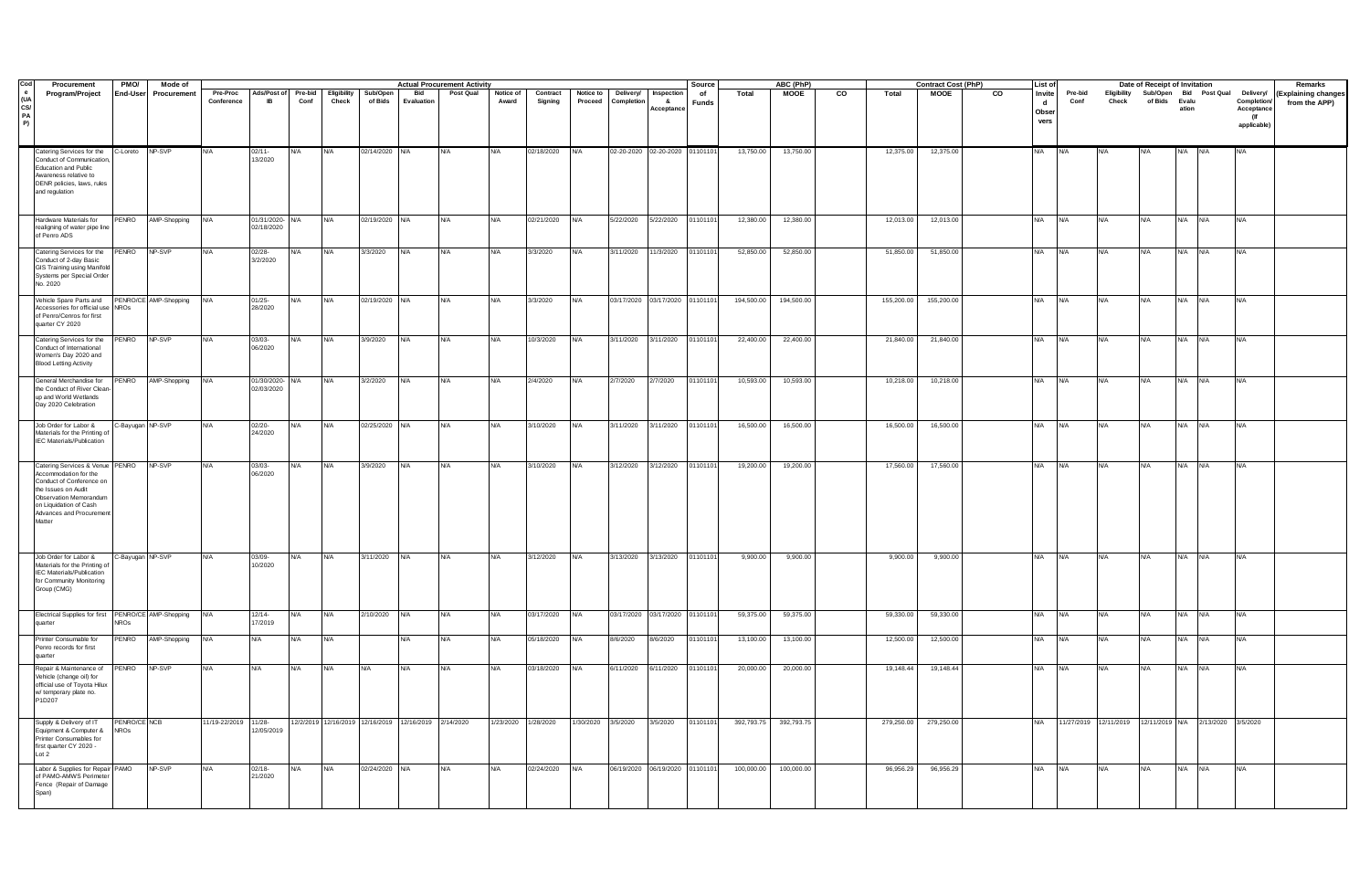| Code (UACS/PAP) | Procurement Program/Project | PMO/ End-User | Mode of Procurement | Actual Procurement Activity | | | | | | | | | | | | | Source of Funds | ABC (PhP) | | | Contract Cost (PhP) | | | List of Invited Observers | Date of Receipt of Invitation | | | | | | | Remarks (Explaining changes from the APP) |
|---|---|---|---|---|---|---|---|---|---|---|---|---|---|---|---|---|---|---|---|---|---|---|---|---|---|---|---|---|---|---|---|---|
| | | | | Pre-Proc Conference | Ads/Post of IB | Pre-bid Conf | Eligibility Check | Sub/Open of Bids | Bid Evaluation | Post Qual | Notice of Award | Contract Signing | Notice to Proceed | Delivery/ Completion | Inspection & Acceptance | | Total | MOOE | CO | Total | MOOE | CO | | Pre-bid Conf | Eligibility Check | Sub/Open of Bids | Bid Evaluation | Post Qual | Delivery/ Completion/ Acceptance (If applicable) | |
| | Catering Services for the Conduct of Communication, Education and Public Awareness relative to DENR policies, laws, rules and regulation | C-Loreto | NP-SVP | N/A | 02/11-13/2020 | N/A | N/A | 02/14/2020 | N/A | N/A | N/A | 02/18/2020 | N/A | 02-20-2020 | 02-20-2020 | 01101101 | 13,750.00 | 13,750.00 | | 12,375.00 | 12,375.00 | | N/A | N/A | N/A | N/A | N/A | N/A | N/A | |
| | Hardware Materials for realigning of water pipe line of Penro ADS | PENRO | AMP-Shopping | N/A | 01/31/2020-02/18/2020 | N/A | N/A | 02/19/2020 | N/A | N/A | N/A | 02/21/2020 | N/A | 5/22/2020 | 5/22/2020 | 01101101 | 12,380.00 | 12,380.00 | | 12,013.00 | 12,013.00 | | N/A | N/A | N/A | N/A | N/A | N/A | N/A | |
| | Catering Services for the Conduct of 2-day Basic GIS Training using Manifold Systems per Special Order No. 2020 | PENRO | NP-SVP | N/A | 02/28-3/2/2020 | N/A | N/A | 3/3/2020 | N/A | N/A | N/A | 3/3/2020 | N/A | 3/11/2020 | 11/3/2020 | 01101101 | 52,850.00 | 52,850.00 | | 51,850.00 | 51,850.00 | | N/A | N/A | N/A | N/A | N/A | N/A | N/A | |
| | Vehicle Spare Parts and Accessories for official use of Penro/Cenros for first quarter CY 2020 | PENRO/CENROs | AMP-Shopping | N/A | 01/25-28/2020 | N/A | N/A | 02/19/2020 | N/A | N/A | N/A | 3/3/2020 | N/A | 03/17/2020 | 03/17/2020 | 01101101 | 194,500.00 | 194,500.00 | | 155,200.00 | 155,200.00 | | N/A | N/A | N/A | N/A | N/A | N/A | N/A | |
| | Catering Services for the Conduct of International Women's Day 2020 and Blood Letting Activity | PENRO | NP-SVP | N/A | 03/03-06/2020 | N/A | N/A | 3/9/2020 | N/A | N/A | N/A | 10/3/2020 | N/A | 3/11/2020 | 3/11/2020 | 01101101 | 22,400.00 | 22,400.00 | | 21,840.00 | 21,840.00 | | N/A | N/A | N/A | N/A | N/A | N/A | N/A | |
| | General Merchandise for the Conduct of River Clean-up and World Wetlands Day 2020 Celebration | PENRO | AMP-Shopping | N/A | 01/30/2020-02/03/2020 | N/A | N/A | 3/2/2020 | N/A | N/A | N/A | 2/4/2020 | N/A | 2/7/2020 | 2/7/2020 | 01101101 | 10,593.00 | 10,593.00 | | 10,218.00 | 10,218.00 | | N/A | N/A | N/A | N/A | N/A | N/A | N/A | |
| | Job Order for Labor & Materials for the Printing of IEC Materials/Publication | C-Bayugan | NP-SVP | N/A | 02/20-24/2020 | N/A | N/A | 02/25/2020 | N/A | N/A | N/A | 3/10/2020 | N/A | 3/11/2020 | 3/11/2020 | 01101101 | 16,500.00 | 16,500.00 | | 16,500.00 | 16,500.00 | | N/A | N/A | N/A | N/A | N/A | N/A | N/A | |
| | Catering Services & Venue Accommodation for the Conduct of Conference on the Issues on Audit Observation Memorandum on Liquidation of Cash Advances and Procurement Matter | PENRO | NP-SVP | N/A | 03/03-06/2020 | N/A | N/A | 3/9/2020 | N/A | N/A | N/A | 3/10/2020 | N/A | 3/12/2020 | 3/12/2020 | 01101101 | 19,200.00 | 19,200.00 | | 17,560.00 | 17,560.00 | | N/A | N/A | N/A | N/A | N/A | N/A | N/A | |
| | Job Order for Labor & Materials for the Printing of IEC Materials/Publication for Community Monitoring Group (CMG) | C-Bayugan | NP-SVP | N/A | 03/09-10/2020 | N/A | N/A | 3/11/2020 | N/A | N/A | N/A | 3/12/2020 | N/A | 3/13/2020 | 3/13/2020 | 01101101 | 9,900.00 | 9,900.00 | | 9,900.00 | 9,900.00 | | N/A | N/A | N/A | N/A | N/A | N/A | N/A | |
| | Electrical Supplies for first quarter | PENRO/CENROs | AMP-Shopping | N/A | 12/14-17/2019 | N/A | N/A | 2/10/2020 | N/A | N/A | N/A | 03/17/2020 | N/A | 03/17/2020 | 03/17/2020 | 01101101 | 59,375.00 | 59,375.00 | | 59,330.00 | 59,330.00 | | N/A | N/A | N/A | N/A | N/A | N/A | N/A | |
| | Printer Consumable for Penro records for first quarter | PENRO | AMP-Shopping | N/A | N/A | N/A | N/A | | N/A | N/A | N/A | 05/18/2020 | N/A | 8/6/2020 | 8/6/2020 | 01101101 | 13,100.00 | 13,100.00 | | 12,500.00 | 12,500.00 | | N/A | N/A | N/A | N/A | N/A | N/A | N/A | |
| | Repair & Maintenance of Vehicle (change oil) for official use of Toyota Hilux w/ temporary plate no. P1D207 | PENRO | NP-SVP | N/A | N/A | N/A | N/A | N/A | N/A | N/A | N/A | 03/18/2020 | N/A | 6/11/2020 | 6/11/2020 | 01101101 | 20,000.00 | 20,000.00 | | 19,148.44 | 19,148.44 | | N/A | N/A | N/A | N/A | N/A | N/A | N/A | |
| | Supply & Delivery of IT Equipment & Computer & Printer Consumables for first quarter CY 2020 - Lot 2 | PENRO/CENROs | NCB | 11/19-22/2019 | 11/28-12/05/2019 | 12/2/2019 | 12/16/2019 | 12/16/2019 | 12/16/2019 | 2/14/2020 | 1/23/2020 | 1/28/2020 | 1/30/2020 | 3/5/2020 | 3/5/2020 | 01101101 | 392,793.75 | 392,793.75 | | 279,250.00 | 279,250.00 | | N/A | 11/27/2019 | 12/11/2019 | 12/11/2019 | N/A | 2/13/2020 | 3/5/2020 | |
| | Labor & Supplies for Repair of PAMO-AMWS Perimeter Fence (Repair of Damage Span) | PAMO | NP-SVP | N/A | 02/18-21/2020 | N/A | N/A | 02/24/2020 | N/A | N/A | N/A | 02/24/2020 | N/A | 06/19/2020 | 06/19/2020 | 01101101 | 100,000.00 | 100,000.00 | | 96,956.29 | 96,956.29 | | N/A | N/A | N/A | N/A | N/A | N/A | N/A | |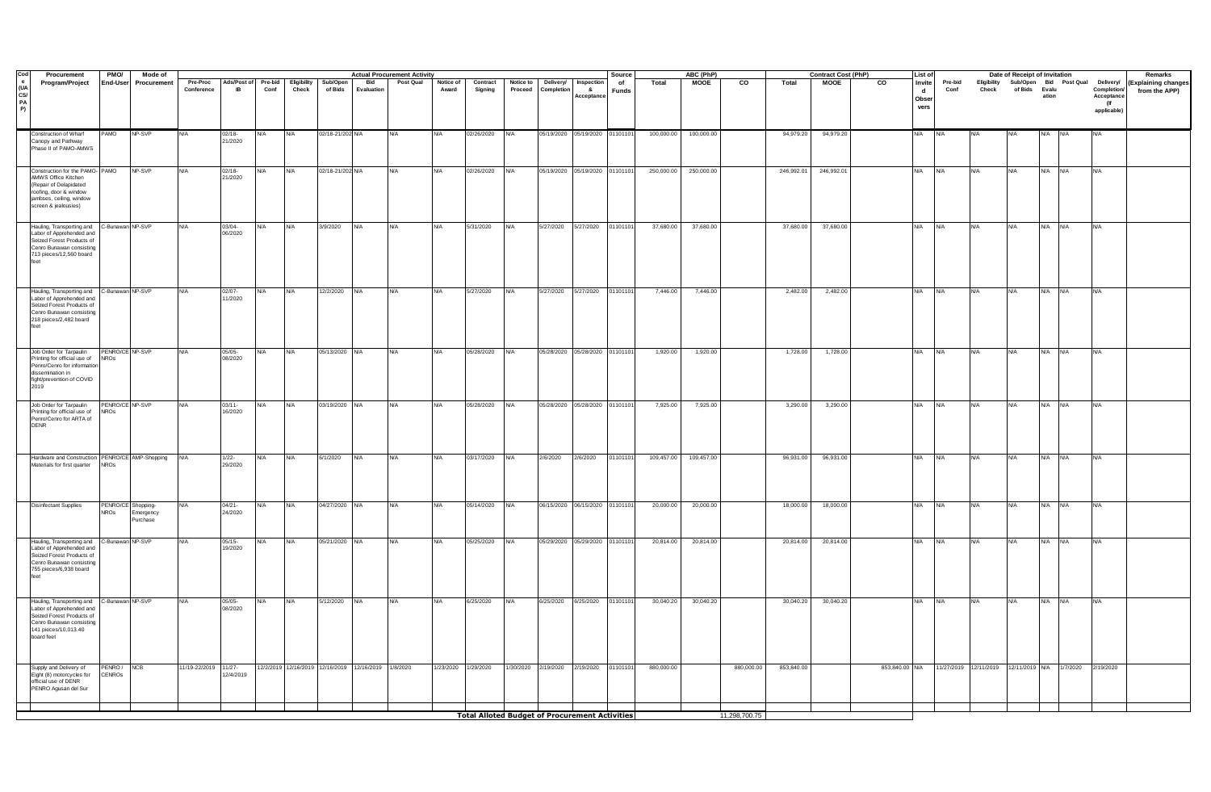| Code (UACS/PAP) | Procurement Program/Project | PMO/ End-User | Mode of Procurement | Actual Procurement Activity | | | | | | | | | | | | | Source of Funds | ABC (PhP) | | | Contract Cost (PhP) | | | List of Invited Observers | Date of Receipt of Invitation | | | | | | | Remarks (Explaining changes from the APP) |
|---|---|---|---|---|---|---|---|---|---|---|---|---|---|---|---|---|---|---|---|---|---|---|---|---|---|---|---|---|---|---|---|---|
| | | | | Pre-Proc Conference | Ads/Post of IB | Pre-bid Conf | Eligibility Check | Sub/Open of Bids | Bid Evaluation | Post Qual | Notice of Award | Contract Signing | Notice to Proceed | Delivery/ Completion | Inspection & Acceptance | | | Total | MOOE | CO | Total | MOOE | CO | | Pre-bid Conf | Eligibility Check | Sub/Open of Bids | Bid Evaluation | Post Qual | Delivery/ Completion/ Acceptance (If applicable) | |
| | Construction of Wharf Canopy and Pathway Phase II of PAMO-AMWS | PAMO | NP-SVP | N/A | 02/18-21/2020 | N/A | N/A | 02/18-21/202 | N/A | N/A | N/A | 02/26/2020 | N/A | 05/19/2020 | 05/19/2020 | 01101101 | 100,000.00 | 100,000.00 | | 94,979.20 | 94,979.20 | | N/A | N/A | N/A | N/A | N/A | N/A | N/A | |
| | Construction for the PAMO-AMWS Office Kitchen (Repair of Delapidated roofing, door & window jambses, ceiling, window screen & jealousies) | PAMO | NP-SVP | N/A | 02/18-21/2020 | N/A | N/A | 02/18-21/202 | N/A | N/A | N/A | 02/26/2020 | N/A | 05/19/2020 | 05/19/2020 | 01101101 | 250,000.00 | 250,000.00 | | 246,992.01 | 246,992.01 | | N/A | N/A | N/A | N/A | N/A | N/A | N/A | |
| | Hauling, Transporting and Labor of Apprehended and Seized Forest Products of Cenro Bunawan consisting 713 pieces/12,560 board feet | C-Bunawan | NP-SVP | N/A | 03/04-06/2020 | N/A | N/A | 3/9/2020 | N/A | N/A | N/A | 5/31/2020 | N/A | 5/27/2020 | 5/27/2020 | 01101101 | 37,680.00 | 37,680.00 | | 37,680.00 | 37,680.00 | | N/A | N/A | N/A | N/A | N/A | N/A | N/A | |
| | Hauling, Transporting and Labor of Apprehended and Seized Forest Products of Cenro Bunawan consisting 218 pieces/2,482 board feet | C-Bunawan | NP-SVP | N/A | 02/07-11/2020 | N/A | N/A | 12/2/2020 | N/A | N/A | N/A | 5/27/2020 | N/A | 5/27/2020 | 5/27/2020 | 01101101 | 7,446.00 | 7,446.00 | | 2,482.00 | 2,482.00 | | N/A | N/A | N/A | N/A | N/A | N/A | N/A | |
| | Job Order for Tarpaulin Printing for official use of Penro/Cenro for information dissemination in fight/prevention of COVID 2019 | PENRO/CENROs | NP-SVP | N/A | 05/05-08/2020 | N/A | N/A | 05/13/2020 | N/A | N/A | N/A | 05/28/2020 | N/A | 05/28/2020 | 05/28/2020 | 01101101 | 1,920.00 | 1,920.00 | | 1,728.00 | 1,728.00 | | N/A | N/A | N/A | N/A | N/A | N/A | N/A | |
| | Job Order for Tarpaulin Printing for official use of Penro/Cenro for ARTA of DENR | PENRO/CENROs | NP-SVP | N/A | 03/11-16/2020 | N/A | N/A | 03/19/2020 | N/A | N/A | N/A | 05/28/2020 | N/A | 05/28/2020 | 05/28/2020 | 01101101 | 7,925.00 | 7,925.00 | | 3,290.00 | 3,290.00 | | N/A | N/A | N/A | N/A | N/A | N/A | N/A | |
| | Hardware and Construction Materials for first quarter | PENRO/CENROs | AMP-Shopping | N/A | 1/22-29/2020 | N/A | N/A | 6/1/2020 | N/A | N/A | N/A | 03/17/2020 | N/A | 2/6/2020 | 2/6/2020 | 01101101 | 109,457.00 | 109,457.00 | | 96,931.00 | 96,931.00 | | N/A | N/A | N/A | N/A | N/A | N/A | N/A | |
| | Disinfectant Supplies | PENRO/CENROs | Shopping-Emergency Purchase | N/A | 04/21-24/2020 | N/A | N/A | 04/27/2020 | N/A | N/A | N/A | 05/14/2020 | N/A | 06/15/2020 | 06/15/2020 | 01101101 | 20,000.00 | 20,000.00 | | 18,000.00 | 18,000.00 | | N/A | N/A | N/A | N/A | N/A | N/A | N/A | |
| | Hauling, Transporting and Labor of Apprehended and Seized Forest Products of Cenro Bunawan consisting 755 pieces/6,938 board feet | C-Bunawan | NP-SVP | N/A | 05/15-19/2020 | N/A | N/A | 05/21/2020 | N/A | N/A | N/A | 05/25/2020 | N/A | 05/29/2020 | 05/29/2020 | 01101101 | 20,814.00 | 20,814.00 | | 20,814.00 | 20,814.00 | | N/A | N/A | N/A | N/A | N/A | N/A | N/A | |
| | Hauling, Transporting and Labor of Apprehended and Seized Forest Products of Cenro Bunawan consisting 141 pieces/10,013.40 board feet | C-Bunawan | NP-SVP | N/A | 05/05-08/2020 | N/A | N/A | 5/12/2020 | N/A | N/A | N/A | 6/25/2020 | N/A | 6/25/2020 | 6/25/2020 | 01101101 | 30,040.20 | 30,040.20 | | 30,040.20 | 30,040.20 | | N/A | N/A | N/A | N/A | N/A | N/A | N/A | |
| | Supply and Delivery of Eight (8) motorcycles for official use of DENR PENRO Agusan del Sur | PENRO / CENROs | NCB | 11/19-22/2019 | 11/27-12/4/2019 | 12/2/2019 | 12/16/2019 | 12/16/2019 | 12/16/2019 | 1/8/2020 | 1/23/2020 | 1/29/2020 | 1/30/2020 | 2/19/2020 | 2/19/2020 | 01101101 | 880,000.00 | | 880,000.00 | 853,840.00 | | 853,840.00 | N/A | 11/27/2019 | 12/11/2019 | 12/11/2019 | N/A | 1/7/2020 | 2/19/2020 | |
| | | | | | | | | | | | | | | | | | | **Total Alloted Budget of Procurement Activities** | | 11,298,700.75 | | | | | | | | | | | |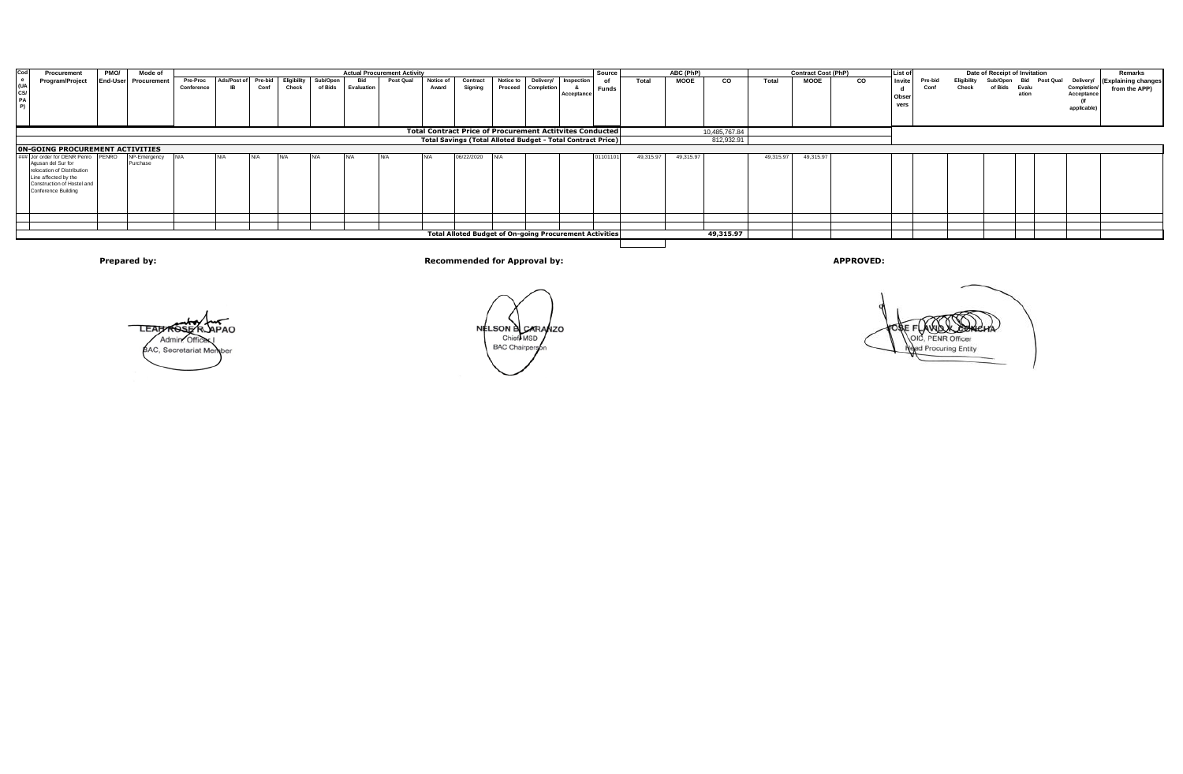| Code (UACS/PAP) | Procurement Program/Project | PMO/ End-User | Mode of Procurement | Actual Procurement Activity | | | | | | | | | | | | Source of Funds | ABC (PhP) | | | Contract Cost (PhP) | | | List of Invited Observers | Date of Receipt of Invitation | | | | | | | Remarks (Explaining changes from the APP) |
|---|---|---|---|---|---|---|---|---|---|---|---|---|---|---|---|---|---|---|---|---|---|---|---|---|---|---|---|---|---|---|---|
| | | | | Pre-Proc Conference | Ads/Post of IB | Pre-bid Conf | Eligibility Check | Sub/Open of Bids | Bid Evaluation | Post Qual | Notice of Award | Contract Signing | Notice to Proceed | Delivery/ Completion | Inspection & Acceptance | | Total | MOOE | CO | Total | MOOE | CO | | Pre-bid Conf | Eligibility Check | Sub/Open of Bids | Bid Evaluation | Post Qual | Delivery/ Completion/ Acceptance (If applicable) | | |
| | | | | | | | | | | | | | | | Total Contract Price of Procurement Actitvites Conducted | | | | 10,485,767.84 | | | | | | | | | | | | |
| | | | | | | | | | | | | | | | Total Savings (Total Alloted Budget - Total Contract Price) | | | | 812,932.91 | | | | | | | | | | | | |
| **ON-GOING PROCUREMENT ACTIVITIES** | | | | | | | | | | | | | | | | | | | | | | | | | | | | | | | |
| ### | Jor order for DENR Penro Agusan del Sur for relocation of Distribution Line affected by the Construction of Hostel and Conference Building | PENRO | NP-Emergency Purchase | N/A | N/A | N/A | N/A | N/A | N/A | N/A | N/A | 06/22/2020 | N/A | | | 01101101 | 49,315.97 | 49,315.97 | | 49,315.97 | 49,315.97 | | | | | | | | | | |
| | | | | | | | | | | | | | | | | | | | | | | | | | | | | | | | |
| | | | | | | | | | | | | | | | Total Alloted Budget of On-going Procurement Activities | | | | 49,315.97 | | | | | | | | | | | | |

**Prepared by:**

LEAH ROSE R. APAO
Admin Officer I
BAC, Secretariat Member

**Recommended for Approval by:**

NELSON B. CARANZO
Chief MSD
BAC Chairperson

**APPROVED:**

JOSE FLAVIO V. CONCHA
OIC, PENR Officer
Head Procuring Entity